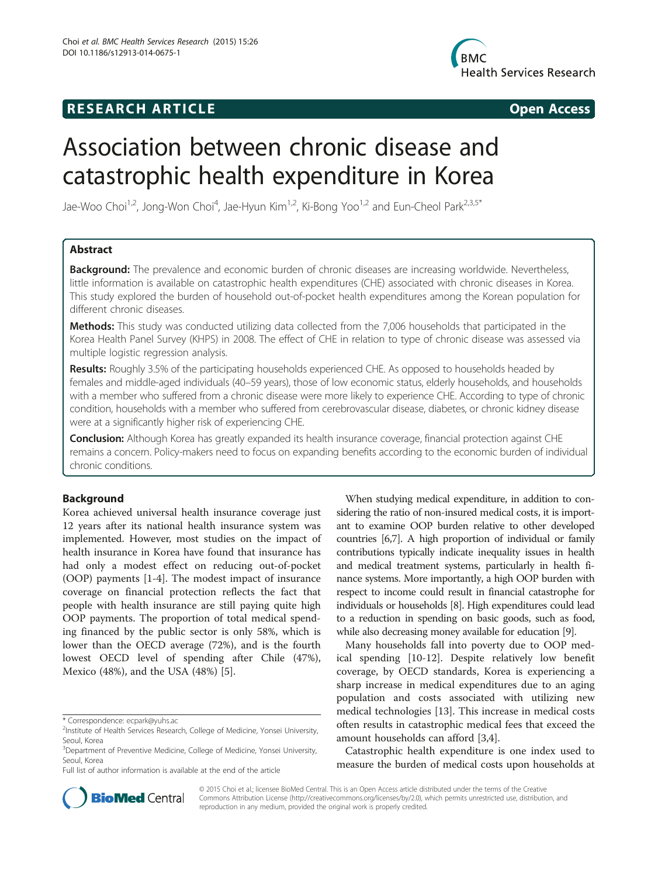RESEARCH ARTICLE Open Access

# Association between chronic disease and catastrophic health expenditure in Korea

Jae-Woo Choi[1,2], Jong-Won Choi[4], Jae-Hyun Kim[1,2], Ki-Bong Yoo[1,2] and Eun-Cheol Park[2,3,5*]

## Abstract

**Background:** The prevalence and economic burden of chronic diseases are increasing worldwide. Nevertheless, little information is available on catastrophic health expenditures (CHE) associated with chronic diseases in Korea. This study explored the burden of household out-of-pocket health expenditures among the Korean population for different chronic diseases.

**Methods:** This study was conducted utilizing data collected from the 7,006 households that participated in the Korea Health Panel Survey (KHPS) in 2008. The effect of CHE in relation to type of chronic disease was assessed via multiple logistic regression analysis.

**Results:** Roughly 3.5% of the participating households experienced CHE. As opposed to households headed by females and middle-aged individuals (40–59 years), those of low economic status, elderly households, and households with a member who suffered from a chronic disease were more likely to experience CHE. According to type of chronic condition, households with a member who suffered from cerebrovascular disease, diabetes, or chronic kidney disease were at a significantly higher risk of experiencing CHE.

**Conclusion:** Although Korea has greatly expanded its health insurance coverage, financial protection against CHE remains a concern. Policy-makers need to focus on expanding benefits according to the economic burden of individual chronic conditions.

## Background

Korea achieved universal health insurance coverage just 12 years after its national health insurance system was implemented. However, most studies on the impact of health insurance in Korea have found that insurance has had only a modest effect on reducing out-of-pocket (OOP) payments [1-4]. The modest impact of insurance coverage on financial protection reflects the fact that people with health insurance are still paying quite high OOP payments. The proportion of total medical spending financed by the public sector is only 58%, which is lower than the OECD average (72%), and is the fourth lowest OECD level of spending after Chile (47%), Mexico (48%), and the USA (48%) [5].

When studying medical expenditure, in addition to considering the ratio of non-insured medical costs, it is important to examine OOP burden relative to other developed countries [6,7]. A high proportion of individual or family contributions typically indicate inequality issues in health and medical treatment systems, particularly in health finance systems. More importantly, a high OOP burden with respect to income could result in financial catastrophe for individuals or households [8]. High expenditures could lead to a reduction in spending on basic goods, such as food, while also decreasing money available for education [9].

Many households fall into poverty due to OOP medical spending [10-12]. Despite relatively low benefit coverage, by OECD standards, Korea is experiencing a sharp increase in medical expenditures due to an aging population and costs associated with utilizing new medical technologies [13]. This increase in medical costs often results in catastrophic medical fees that exceed the amount households can afford [3,4].

Catastrophic health expenditure is one index used to measure the burden of medical costs upon households at

\* Correspondence: ecpark@yuhs.ac
[2]Institute of Health Services Research, College of Medicine, Yonsei University, Seoul, Korea
[3]Department of Preventive Medicine, College of Medicine, Yonsei University, Seoul, Korea
Full list of author information is available at the end of the article

© 2015 Choi et al.; licensee BioMed Central. This is an Open Access article distributed under the terms of the Creative Commons Attribution License (http://creativecommons.org/licenses/by/2.0), which permits unrestricted use, distribution, and reproduction in any medium, provided the original work is properly credited.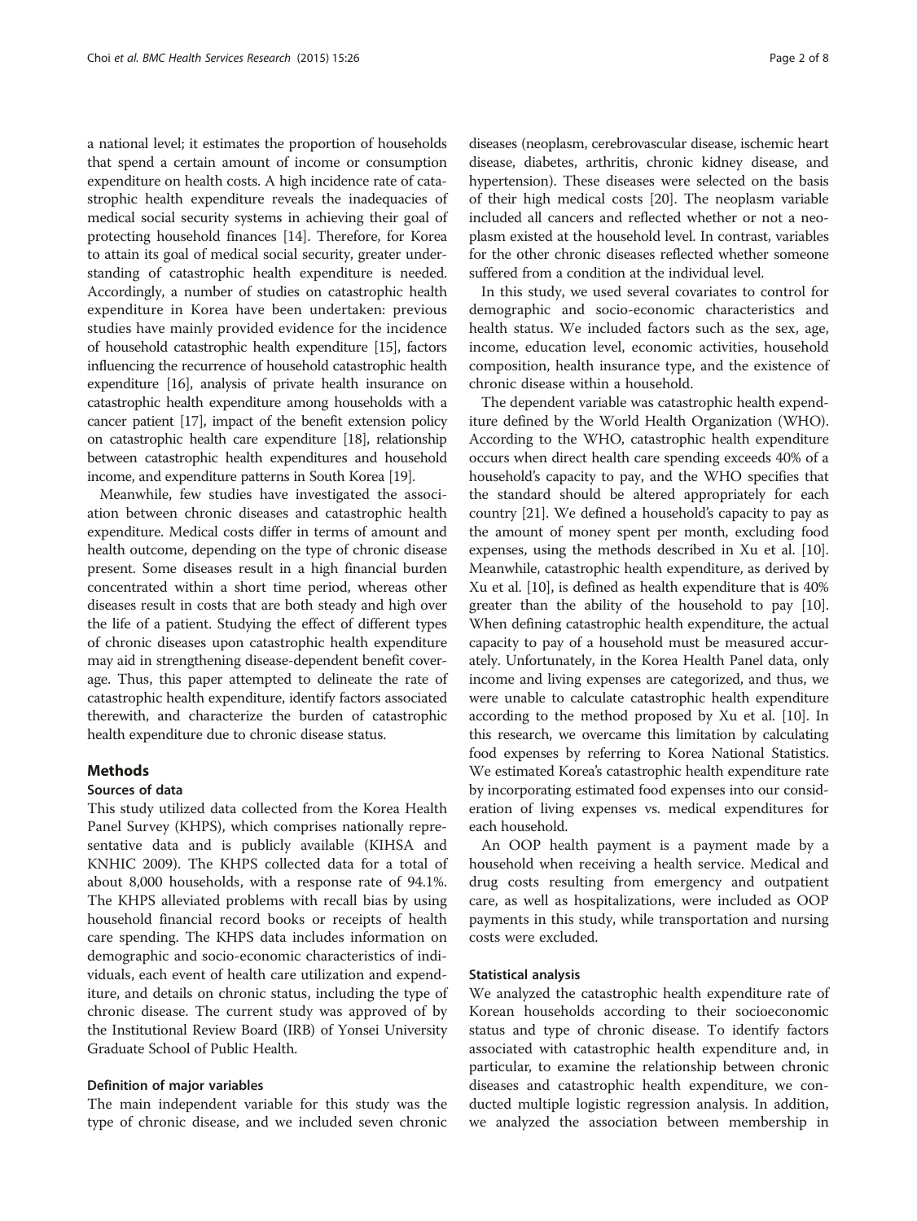a national level; it estimates the proportion of households that spend a certain amount of income or consumption expenditure on health costs. A high incidence rate of catastrophic health expenditure reveals the inadequacies of medical social security systems in achieving their goal of protecting household finances [14]. Therefore, for Korea to attain its goal of medical social security, greater understanding of catastrophic health expenditure is needed. Accordingly, a number of studies on catastrophic health expenditure in Korea have been undertaken: previous studies have mainly provided evidence for the incidence of household catastrophic health expenditure [15], factors influencing the recurrence of household catastrophic health expenditure [16], analysis of private health insurance on catastrophic health expenditure among households with a cancer patient [17], impact of the benefit extension policy on catastrophic health care expenditure [18], relationship between catastrophic health expenditures and household income, and expenditure patterns in South Korea [19].

Meanwhile, few studies have investigated the association between chronic diseases and catastrophic health expenditure. Medical costs differ in terms of amount and health outcome, depending on the type of chronic disease present. Some diseases result in a high financial burden concentrated within a short time period, whereas other diseases result in costs that are both steady and high over the life of a patient. Studying the effect of different types of chronic diseases upon catastrophic health expenditure may aid in strengthening disease-dependent benefit coverage. Thus, this paper attempted to delineate the rate of catastrophic health expenditure, identify factors associated therewith, and characterize the burden of catastrophic health expenditure due to chronic disease status.

## Methods

### Sources of data

This study utilized data collected from the Korea Health Panel Survey (KHPS), which comprises nationally representative data and is publicly available (KIHSA and KNHIC 2009). The KHPS collected data for a total of about 8,000 households, with a response rate of 94.1%. The KHPS alleviated problems with recall bias by using household financial record books or receipts of health care spending. The KHPS data includes information on demographic and socio-economic characteristics of individuals, each event of health care utilization and expenditure, and details on chronic status, including the type of chronic disease. The current study was approved of by the Institutional Review Board (IRB) of Yonsei University Graduate School of Public Health.

### Definition of major variables

The main independent variable for this study was the type of chronic disease, and we included seven chronic diseases (neoplasm, cerebrovascular disease, ischemic heart disease, diabetes, arthritis, chronic kidney disease, and hypertension). These diseases were selected on the basis of their high medical costs [20]. The neoplasm variable included all cancers and reflected whether or not a neoplasm existed at the household level. In contrast, variables for the other chronic diseases reflected whether someone suffered from a condition at the individual level.

In this study, we used several covariates to control for demographic and socio-economic characteristics and health status. We included factors such as the sex, age, income, education level, economic activities, household composition, health insurance type, and the existence of chronic disease within a household.

The dependent variable was catastrophic health expenditure defined by the World Health Organization (WHO). According to the WHO, catastrophic health expenditure occurs when direct health care spending exceeds 40% of a household's capacity to pay, and the WHO specifies that the standard should be altered appropriately for each country [21]. We defined a household's capacity to pay as the amount of money spent per month, excluding food expenses, using the methods described in Xu et al. [10]. Meanwhile, catastrophic health expenditure, as derived by Xu et al. [10], is defined as health expenditure that is 40% greater than the ability of the household to pay [10]. When defining catastrophic health expenditure, the actual capacity to pay of a household must be measured accurately. Unfortunately, in the Korea Health Panel data, only income and living expenses are categorized, and thus, we were unable to calculate catastrophic health expenditure according to the method proposed by Xu et al. [10]. In this research, we overcame this limitation by calculating food expenses by referring to Korea National Statistics. We estimated Korea's catastrophic health expenditure rate by incorporating estimated food expenses into our consideration of living expenses vs. medical expenditures for each household.

An OOP health payment is a payment made by a household when receiving a health service. Medical and drug costs resulting from emergency and outpatient care, as well as hospitalizations, were included as OOP payments in this study, while transportation and nursing costs were excluded.

### Statistical analysis

We analyzed the catastrophic health expenditure rate of Korean households according to their socioeconomic status and type of chronic disease. To identify factors associated with catastrophic health expenditure and, in particular, to examine the relationship between chronic diseases and catastrophic health expenditure, we conducted multiple logistic regression analysis. In addition, we analyzed the association between membership in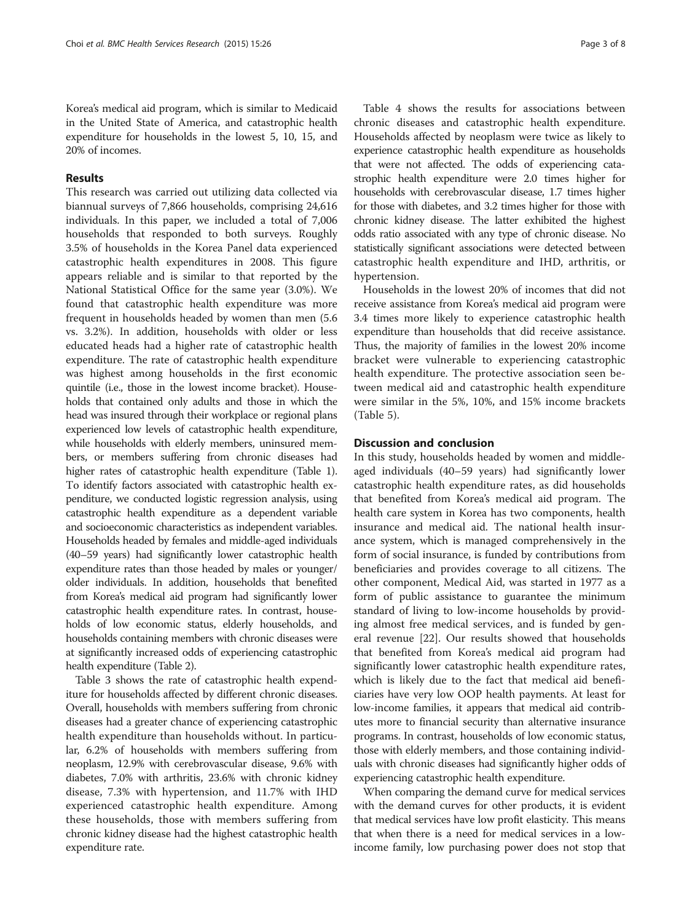Korea's medical aid program, which is similar to Medicaid in the United State of America, and catastrophic health expenditure for households in the lowest 5, 10, 15, and 20% of incomes.

## Results

This research was carried out utilizing data collected via biannual surveys of 7,866 households, comprising 24,616 individuals. In this paper, we included a total of 7,006 households that responded to both surveys. Roughly 3.5% of households in the Korea Panel data experienced catastrophic health expenditures in 2008. This figure appears reliable and is similar to that reported by the National Statistical Office for the same year (3.0%). We found that catastrophic health expenditure was more frequent in households headed by women than men (5.6 vs. 3.2%). In addition, households with older or less educated heads had a higher rate of catastrophic health expenditure. The rate of catastrophic health expenditure was highest among households in the first economic quintile (i.e., those in the lowest income bracket). Households that contained only adults and those in which the head was insured through their workplace or regional plans experienced low levels of catastrophic health expenditure, while households with elderly members, uninsured members, or members suffering from chronic diseases had higher rates of catastrophic health expenditure (Table 1). To identify factors associated with catastrophic health expenditure, we conducted logistic regression analysis, using catastrophic health expenditure as a dependent variable and socioeconomic characteristics as independent variables. Households headed by females and middle-aged individuals (40–59 years) had significantly lower catastrophic health expenditure rates than those headed by males or younger/older individuals. In addition, households that benefited from Korea's medical aid program had significantly lower catastrophic health expenditure rates. In contrast, households of low economic status, elderly households, and households containing members with chronic diseases were at significantly increased odds of experiencing catastrophic health expenditure (Table 2).

Table 3 shows the rate of catastrophic health expenditure for households affected by different chronic diseases. Overall, households with members suffering from chronic diseases had a greater chance of experiencing catastrophic health expenditure than households without. In particular, 6.2% of households with members suffering from neoplasm, 12.9% with cerebrovascular disease, 9.6% with diabetes, 7.0% with arthritis, 23.6% with chronic kidney disease, 7.3% with hypertension, and 11.7% with IHD experienced catastrophic health expenditure. Among these households, those with members suffering from chronic kidney disease had the highest catastrophic health expenditure rate.

Table 4 shows the results for associations between chronic diseases and catastrophic health expenditure. Households affected by neoplasm were twice as likely to experience catastrophic health expenditure as households that were not affected. The odds of experiencing catastrophic health expenditure were 2.0 times higher for households with cerebrovascular disease, 1.7 times higher for those with diabetes, and 3.2 times higher for those with chronic kidney disease. The latter exhibited the highest odds ratio associated with any type of chronic disease. No statistically significant associations were detected between catastrophic health expenditure and IHD, arthritis, or hypertension.

Households in the lowest 20% of incomes that did not receive assistance from Korea's medical aid program were 3.4 times more likely to experience catastrophic health expenditure than households that did receive assistance. Thus, the majority of families in the lowest 20% income bracket were vulnerable to experiencing catastrophic health expenditure. The protective association seen between medical aid and catastrophic health expenditure were similar in the 5%, 10%, and 15% income brackets (Table 5).

## Discussion and conclusion

In this study, households headed by women and middle-aged individuals (40–59 years) had significantly lower catastrophic health expenditure rates, as did households that benefited from Korea's medical aid program. The health care system in Korea has two components, health insurance and medical aid. The national health insurance system, which is managed comprehensively in the form of social insurance, is funded by contributions from beneficiaries and provides coverage to all citizens. The other component, Medical Aid, was started in 1977 as a form of public assistance to guarantee the minimum standard of living to low-income households by providing almost free medical services, and is funded by general revenue [22]. Our results showed that households that benefited from Korea's medical aid program had significantly lower catastrophic health expenditure rates, which is likely due to the fact that medical aid beneficiaries have very low OOP health payments. At least for low-income families, it appears that medical aid contributes more to financial security than alternative insurance programs. In contrast, households of low economic status, those with elderly members, and those containing individuals with chronic diseases had significantly higher odds of experiencing catastrophic health expenditure.

When comparing the demand curve for medical services with the demand curves for other products, it is evident that medical services have low profit elasticity. This means that when there is a need for medical services in a low-income family, low purchasing power does not stop that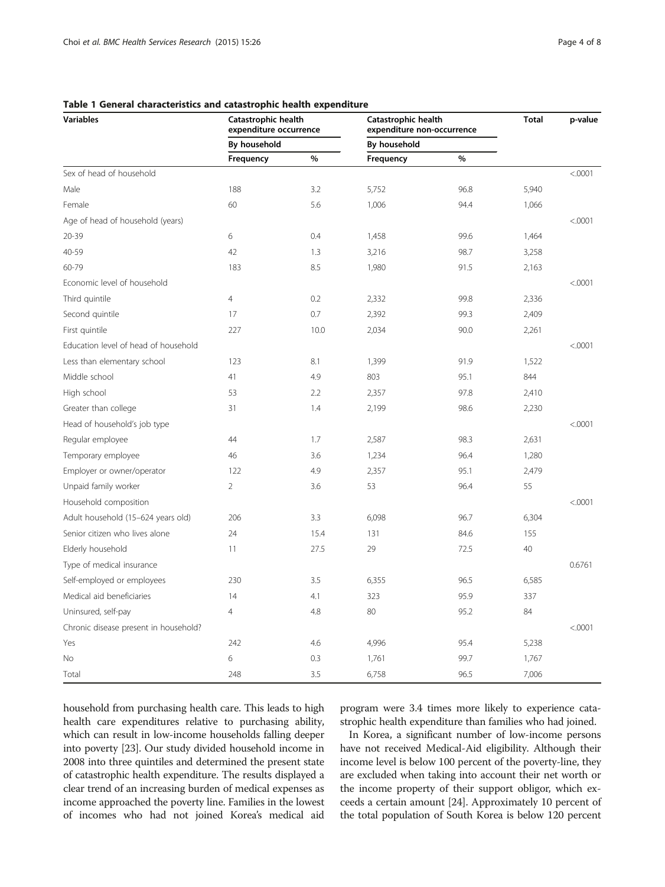**Table 1 General characteristics and catastrophic health expenditure**

| Variables | Catastrophic health expenditure occurrence | | Catastrophic health expenditure non-occurrence | | Total | p-value |
|---|---|---|---|---|---|---|
| | By household | | By household | | | |
| | Frequency | % | Frequency | % | | |
| Sex of head of household | | | | | | <.0001 |
| Male | 188 | 3.2 | 5,752 | 96.8 | 5,940 | |
| Female | 60 | 5.6 | 1,006 | 94.4 | 1,066 | |
| Age of head of household (years) | | | | | | <.0001 |
| 20-39 | 6 | 0.4 | 1,458 | 99.6 | 1,464 | |
| 40-59 | 42 | 1.3 | 3,216 | 98.7 | 3,258 | |
| 60-79 | 183 | 8.5 | 1,980 | 91.5 | 2,163 | |
| Economic level of household | | | | | | <.0001 |
| Third quintile | 4 | 0.2 | 2,332 | 99.8 | 2,336 | |
| Second quintile | 17 | 0.7 | 2,392 | 99.3 | 2,409 | |
| First quintile | 227 | 10.0 | 2,034 | 90.0 | 2,261 | |
| Education level of head of household | | | | | | <.0001 |
| Less than elementary school | 123 | 8.1 | 1,399 | 91.9 | 1,522 | |
| Middle school | 41 | 4.9 | 803 | 95.1 | 844 | |
| High school | 53 | 2.2 | 2,357 | 97.8 | 2,410 | |
| Greater than college | 31 | 1.4 | 2,199 | 98.6 | 2,230 | |
| Head of household's job type | | | | | | <.0001 |
| Regular employee | 44 | 1.7 | 2,587 | 98.3 | 2,631 | |
| Temporary employee | 46 | 3.6 | 1,234 | 96.4 | 1,280 | |
| Employer or owner/operator | 122 | 4.9 | 2,357 | 95.1 | 2,479 | |
| Unpaid family worker | 2 | 3.6 | 53 | 96.4 | 55 | |
| Household composition | | | | | | <.0001 |
| Adult household (15–624 years old) | 206 | 3.3 | 6,098 | 96.7 | 6,304 | |
| Senior citizen who lives alone | 24 | 15.4 | 131 | 84.6 | 155 | |
| Elderly household | 11 | 27.5 | 29 | 72.5 | 40 | |
| Type of medical insurance | | | | | | 0.6761 |
| Self-employed or employees | 230 | 3.5 | 6,355 | 96.5 | 6,585 | |
| Medical aid beneficiaries | 14 | 4.1 | 323 | 95.9 | 337 | |
| Uninsured, self-pay | 4 | 4.8 | 80 | 95.2 | 84 | |
| Chronic disease present in household? | | | | | | <.0001 |
| Yes | 242 | 4.6 | 4,996 | 95.4 | 5,238 | |
| No | 6 | 0.3 | 1,761 | 99.7 | 1,767 | |
| Total | 248 | 3.5 | 6,758 | 96.5 | 7,006 | |

household from purchasing health care. This leads to high health care expenditures relative to purchasing ability, which can result in low-income households falling deeper into poverty [23]. Our study divided household income in 2008 into three quintiles and determined the present state of catastrophic health expenditure. The results displayed a clear trend of an increasing burden of medical expenses as income approached the poverty line. Families in the lowest of incomes who had not joined Korea's medical aid program were 3.4 times more likely to experience catastrophic health expenditure than families who had joined.

In Korea, a significant number of low-income persons have not received Medical-Aid eligibility. Although their income level is below 100 percent of the poverty-line, they are excluded when taking into account their net worth or the income property of their support obligor, which exceeds a certain amount [24]. Approximately 10 percent of the total population of South Korea is below 120 percent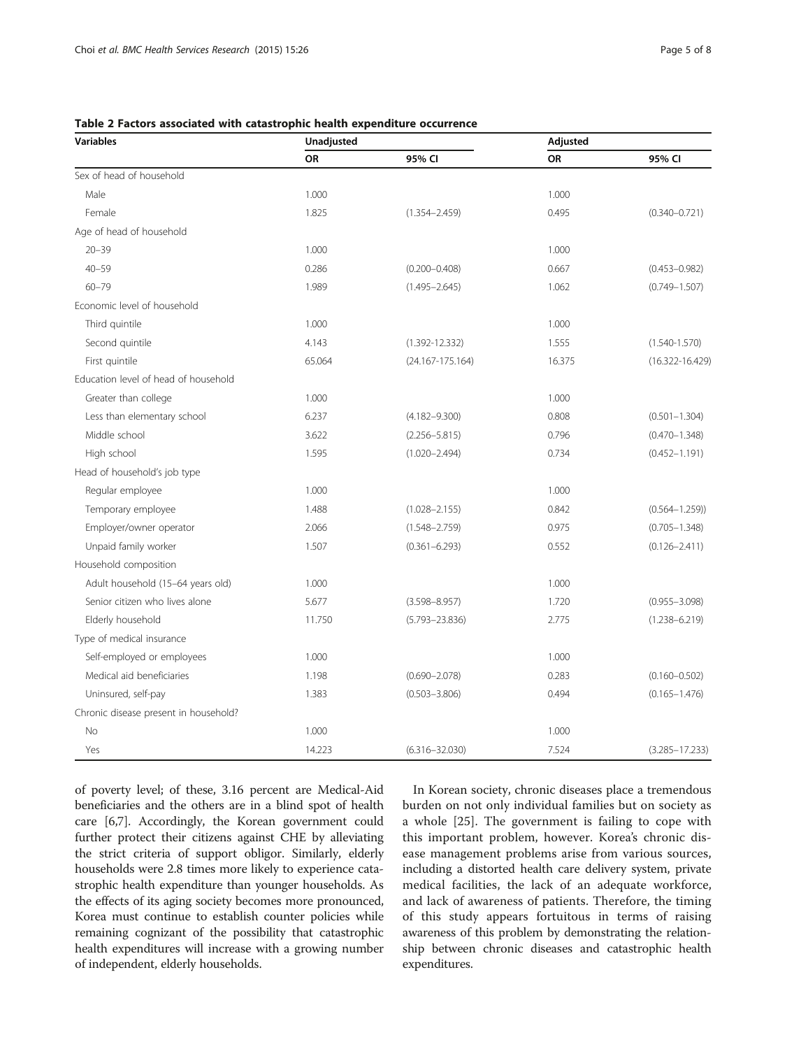**Table 2 Factors associated with catastrophic health expenditure occurrence**

| Variables | Unadjusted | | Adjusted | |
|---|---|---|---|---|
| | OR | 95% CI | OR | 95% CI |
| Sex of head of household | | | | |
| Male | 1.000 | | 1.000 | |
| Female | 1.825 | (1.354–2.459) | 0.495 | (0.340–0.721) |
| Age of head of household | | | | |
| 20–39 | 1.000 | | 1.000 | |
| 40–59 | 0.286 | (0.200–0.408) | 0.667 | (0.453–0.982) |
| 60–79 | 1.989 | (1.495–2.645) | 1.062 | (0.749–1.507) |
| Economic level of household | | | | |
| Third quintile | 1.000 | | 1.000 | |
| Second quintile | 4.143 | (1.392-12.332) | 1.555 | (1.540-1.570) |
| First quintile | 65.064 | (24.167-175.164) | 16.375 | (16.322-16.429) |
| Education level of head of household | | | | |
| Greater than college | 1.000 | | 1.000 | |
| Less than elementary school | 6.237 | (4.182–9.300) | 0.808 | (0.501–1.304) |
| Middle school | 3.622 | (2.256–5.815) | 0.796 | (0.470–1.348) |
| High school | 1.595 | (1.020–2.494) | 0.734 | (0.452–1.191) |
| Head of household's job type | | | | |
| Regular employee | 1.000 | | 1.000 | |
| Temporary employee | 1.488 | (1.028–2.155) | 0.842 | (0.564–1.259)) |
| Employer/owner operator | 2.066 | (1.548–2.759) | 0.975 | (0.705–1.348) |
| Unpaid family worker | 1.507 | (0.361–6.293) | 0.552 | (0.126–2.411) |
| Household composition | | | | |
| Adult household (15–64 years old) | 1.000 | | 1.000 | |
| Senior citizen who lives alone | 5.677 | (3.598–8.957) | 1.720 | (0.955–3.098) |
| Elderly household | 11.750 | (5.793–23.836) | 2.775 | (1.238–6.219) |
| Type of medical insurance | | | | |
| Self-employed or employees | 1.000 | | 1.000 | |
| Medical aid beneficiaries | 1.198 | (0.690–2.078) | 0.283 | (0.160–0.502) |
| Uninsured, self-pay | 1.383 | (0.503–3.806) | 0.494 | (0.165–1.476) |
| Chronic disease present in household? | | | | |
| No | 1.000 | | 1.000 | |
| Yes | 14.223 | (6.316–32.030) | 7.524 | (3.285–17.233) |

of poverty level; of these, 3.16 percent are Medical-Aid beneficiaries and the others are in a blind spot of health care [6,7]. Accordingly, the Korean government could further protect their citizens against CHE by alleviating the strict criteria of support obligor. Similarly, elderly households were 2.8 times more likely to experience catastrophic health expenditure than younger households. As the effects of its aging society becomes more pronounced, Korea must continue to establish counter policies while remaining cognizant of the possibility that catastrophic health expenditures will increase with a growing number of independent, elderly households.

In Korean society, chronic diseases place a tremendous burden on not only individual families but on society as a whole [25]. The government is failing to cope with this important problem, however. Korea's chronic disease management problems arise from various sources, including a distorted health care delivery system, private medical facilities, the lack of an adequate workforce, and lack of awareness of patients. Therefore, the timing of this study appears fortuitous in terms of raising awareness of this problem by demonstrating the relationship between chronic diseases and catastrophic health expenditures.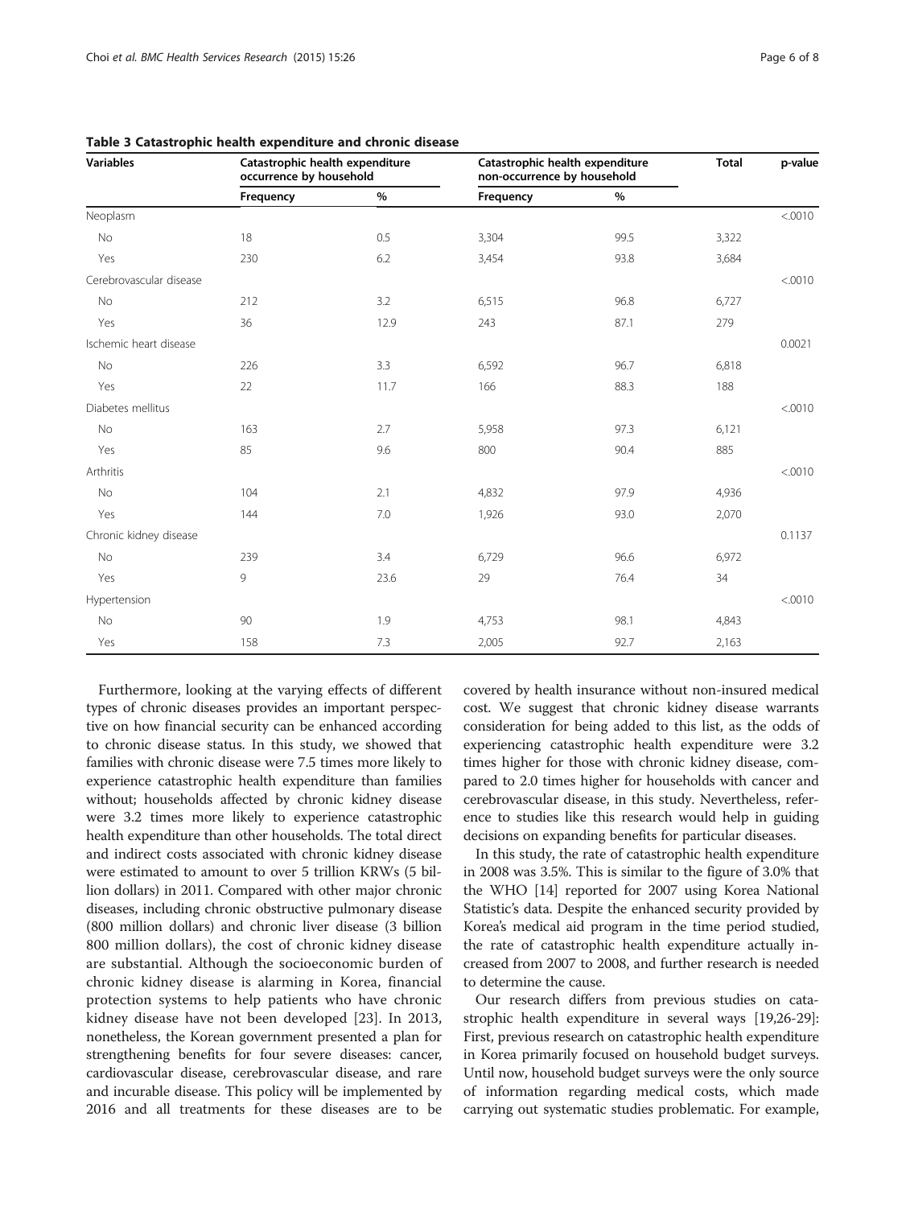**Table 3 Catastrophic health expenditure and chronic disease**

| Variables | Catastrophic health expenditure occurrence by household | | Catastrophic health expenditure non-occurrence by household | | Total | p-value |
|---|---|---|---|---|---|---|
| | Frequency | % | Frequency | % | | |
| Neoplasm | | | | | | <.0010 |
| No | 18 | 0.5 | 3,304 | 99.5 | 3,322 | |
| Yes | 230 | 6.2 | 3,454 | 93.8 | 3,684 | |
| Cerebrovascular disease | | | | | | <.0010 |
| No | 212 | 3.2 | 6,515 | 96.8 | 6,727 | |
| Yes | 36 | 12.9 | 243 | 87.1 | 279 | |
| Ischemic heart disease | | | | | | 0.0021 |
| No | 226 | 3.3 | 6,592 | 96.7 | 6,818 | |
| Yes | 22 | 11.7 | 166 | 88.3 | 188 | |
| Diabetes mellitus | | | | | | <.0010 |
| No | 163 | 2.7 | 5,958 | 97.3 | 6,121 | |
| Yes | 85 | 9.6 | 800 | 90.4 | 885 | |
| Arthritis | | | | | | <.0010 |
| No | 104 | 2.1 | 4,832 | 97.9 | 4,936 | |
| Yes | 144 | 7.0 | 1,926 | 93.0 | 2,070 | |
| Chronic kidney disease | | | | | | 0.1137 |
| No | 239 | 3.4 | 6,729 | 96.6 | 6,972 | |
| Yes | 9 | 23.6 | 29 | 76.4 | 34 | |
| Hypertension | | | | | | <.0010 |
| No | 90 | 1.9 | 4,753 | 98.1 | 4,843 | |
| Yes | 158 | 7.3 | 2,005 | 92.7 | 2,163 | |

Furthermore, looking at the varying effects of different types of chronic diseases provides an important perspective on how financial security can be enhanced according to chronic disease status. In this study, we showed that families with chronic disease were 7.5 times more likely to experience catastrophic health expenditure than families without; households affected by chronic kidney disease were 3.2 times more likely to experience catastrophic health expenditure than other households. The total direct and indirect costs associated with chronic kidney disease were estimated to amount to over 5 trillion KRWs (5 billion dollars) in 2011. Compared with other major chronic diseases, including chronic obstructive pulmonary disease (800 million dollars) and chronic liver disease (3 billion 800 million dollars), the cost of chronic kidney disease are substantial. Although the socioeconomic burden of chronic kidney disease is alarming in Korea, financial protection systems to help patients who have chronic kidney disease have not been developed [23]. In 2013, nonetheless, the Korean government presented a plan for strengthening benefits for four severe diseases: cancer, cardiovascular disease, cerebrovascular disease, and rare and incurable disease. This policy will be implemented by 2016 and all treatments for these diseases are to be covered by health insurance without non-insured medical cost. We suggest that chronic kidney disease warrants consideration for being added to this list, as the odds of experiencing catastrophic health expenditure were 3.2 times higher for those with chronic kidney disease, compared to 2.0 times higher for households with cancer and cerebrovascular disease, in this study. Nevertheless, reference to studies like this research would help in guiding decisions on expanding benefits for particular diseases.

In this study, the rate of catastrophic health expenditure in 2008 was 3.5%. This is similar to the figure of 3.0% that the WHO [14] reported for 2007 using Korea National Statistic's data. Despite the enhanced security provided by Korea's medical aid program in the time period studied, the rate of catastrophic health expenditure actually increased from 2007 to 2008, and further research is needed to determine the cause.

Our research differs from previous studies on catastrophic health expenditure in several ways [19,26-29]: First, previous research on catastrophic health expenditure in Korea primarily focused on household budget surveys. Until now, household budget surveys were the only source of information regarding medical costs, which made carrying out systematic studies problematic. For example,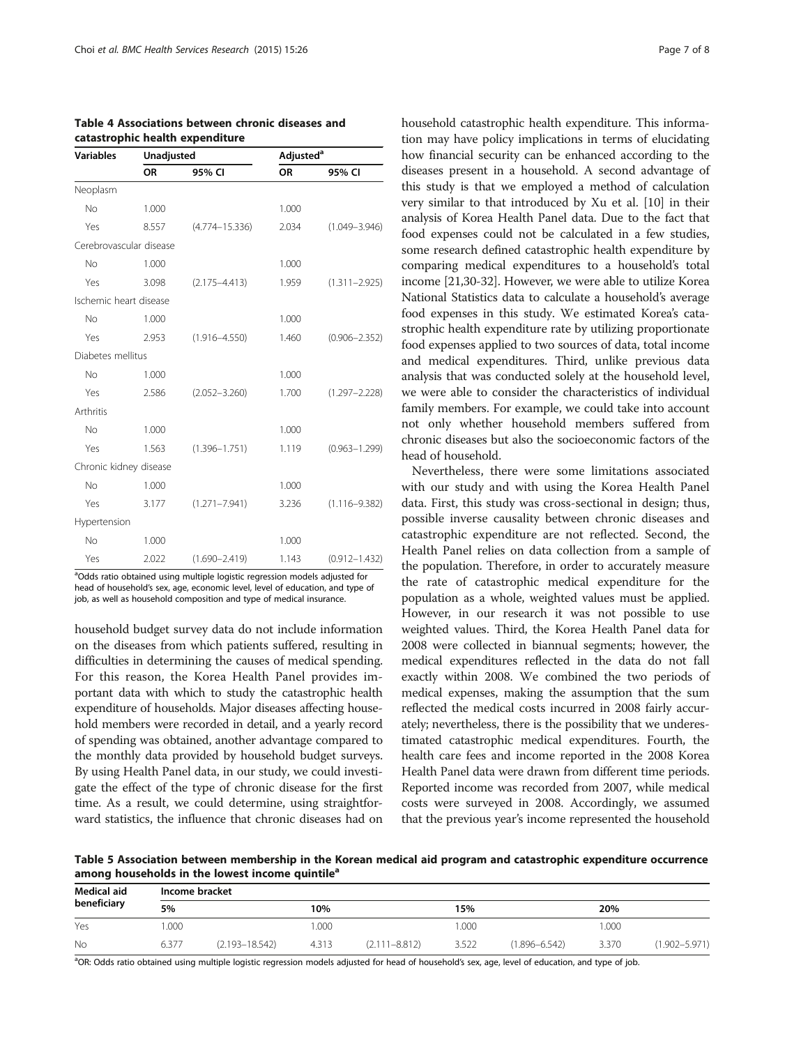**Table 4 Associations between chronic diseases and catastrophic health expenditure**

| Variables | Unadjusted | | Adjusted[a] | |
|---|---|---|---|---|
| | OR | 95% CI | OR | 95% CI |
| Neoplasm | | | | |
| No | 1.000 | | 1.000 | |
| Yes | 8.557 | (4.774–15.336) | 2.034 | (1.049–3.946) |
| Cerebrovascular disease | | | | |
| No | 1.000 | | 1.000 | |
| Yes | 3.098 | (2.175–4.413) | 1.959 | (1.311–2.925) |
| Ischemic heart disease | | | | |
| No | 1.000 | | 1.000 | |
| Yes | 2.953 | (1.916–4.550) | 1.460 | (0.906–2.352) |
| Diabetes mellitus | | | | |
| No | 1.000 | | 1.000 | |
| Yes | 2.586 | (2.052–3.260) | 1.700 | (1.297–2.228) |
| Arthritis | | | | |
| No | 1.000 | | 1.000 | |
| Yes | 1.563 | (1.396–1.751) | 1.119 | (0.963–1.299) |
| Chronic kidney disease | | | | |
| No | 1.000 | | 1.000 | |
| Yes | 3.177 | (1.271–7.941) | 3.236 | (1.116–9.382) |
| Hypertension | | | | |
| No | 1.000 | | 1.000 | |
| Yes | 2.022 | (1.690–2.419) | 1.143 | (0.912–1.432) |

[a]Odds ratio obtained using multiple logistic regression models adjusted for head of household's sex, age, economic level, level of education, and type of job, as well as household composition and type of medical insurance.

household budget survey data do not include information on the diseases from which patients suffered, resulting in difficulties in determining the causes of medical spending. For this reason, the Korea Health Panel provides important data with which to study the catastrophic health expenditure of households. Major diseases affecting household members were recorded in detail, and a yearly record of spending was obtained, another advantage compared to the monthly data provided by household budget surveys. By using Health Panel data, in our study, we could investigate the effect of the type of chronic disease for the first time. As a result, we could determine, using straightforward statistics, the influence that chronic diseases had on household catastrophic health expenditure. This information may have policy implications in terms of elucidating how financial security can be enhanced according to the diseases present in a household. A second advantage of this study is that we employed a method of calculation very similar to that introduced by Xu et al. [10] in their analysis of Korea Health Panel data. Due to the fact that food expenses could not be calculated in a few studies, some research defined catastrophic health expenditure by comparing medical expenditures to a household's total income [21,30-32]. However, we were able to utilize Korea National Statistics data to calculate a household's average food expenses in this study. We estimated Korea's catastrophic health expenditure rate by utilizing proportionate food expenses applied to two sources of data, total income and medical expenditures. Third, unlike previous data analysis that was conducted solely at the household level, we were able to consider the characteristics of individual family members. For example, we could take into account not only whether household members suffered from chronic diseases but also the socioeconomic factors of the head of household.

Nevertheless, there were some limitations associated with our study and with using the Korea Health Panel data. First, this study was cross-sectional in design; thus, possible inverse causality between chronic diseases and catastrophic expenditure are not reflected. Second, the Health Panel relies on data collection from a sample of the population. Therefore, in order to accurately measure the rate of catastrophic medical expenditure for the population as a whole, weighted values must be applied. However, in our research it was not possible to use weighted values. Third, the Korea Health Panel data for 2008 were collected in biannual segments; however, the medical expenditures reflected in the data do not fall exactly within 2008. We combined the two periods of medical expenses, making the assumption that the sum reflected the medical costs incurred in 2008 fairly accurately; nevertheless, there is the possibility that we underestimated catastrophic medical expenditures. Fourth, the health care fees and income reported in the 2008 Korea Health Panel data were drawn from different time periods. Reported income was recorded from 2007, while medical costs were surveyed in 2008. Accordingly, we assumed that the previous year's income represented the household

**Table 5 Association between membership in the Korean medical aid program and catastrophic expenditure occurrence among households in the lowest income quintile[a]**

| Medical aid beneficiary | Income bracket | | | | | | | |
|---|---|---|---|---|---|---|---|---|
| | 5% | | 10% | | 15% | | 20% | |
| Yes | 1.000 | | 1.000 | | 1.000 | | 1.000 | |
| No | 6.377 | (2.193–18.542) | 4.313 | (2.111–8.812) | 3.522 | (1.896–6.542) | 3.370 | (1.902–5.971) |

[a]OR: Odds ratio obtained using multiple logistic regression models adjusted for head of household's sex, age, level of education, and type of job.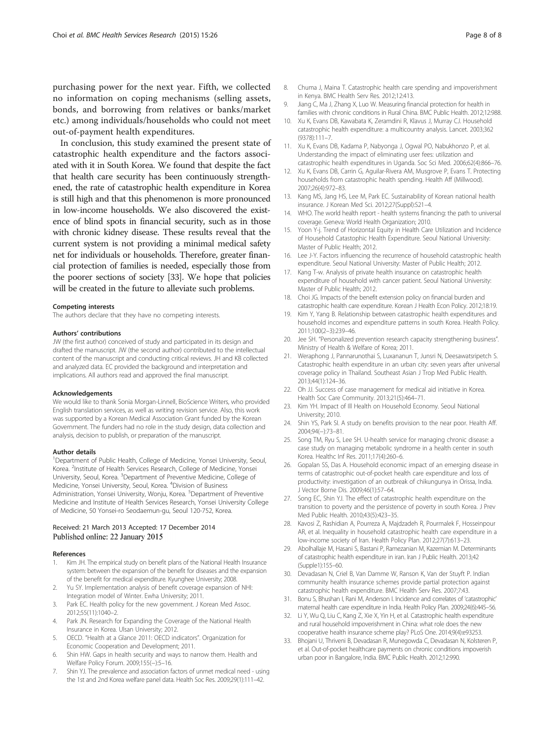purchasing power for the next year. Fifth, we collected no information on coping mechanisms (selling assets, bonds, and borrowing from relatives or banks/market etc.) among individuals/households who could not meet out-of-payment health expenditures.

In conclusion, this study examined the present state of catastrophic health expenditure and the factors associated with it in South Korea. We found that despite the fact that health care security has been continuously strengthened, the rate of catastrophic health expenditure in Korea is still high and that this phenomenon is more pronounced in low-income households. We also discovered the existence of blind spots in financial security, such as in those with chronic kidney disease. These results reveal that the current system is not providing a minimal medical safety net for individuals or households. Therefore, greater financial protection of families is needed, especially those from the poorer sections of society [33]. We hope that policies will be created in the future to alleviate such problems.

#### Competing interests

The authors declare that they have no competing interests.

#### Authors' contributions

JW (the first author) conceived of study and participated in its design and drafted the manuscript. JW (the second author) contributed to the intellectual content of the manuscript and conducting critical reviews. JH and KB collected and analyzed data. EC provided the background and interpretation and implications. All authors read and approved the final manuscript.

#### Acknowledgements

We would like to thank Sonia Morgan-Linnell, BioScience Writers, who provided English translation services, as well as writing revision service. Also, this work was supported by a Korean Medical Association Grant funded by the Korean Government. The funders had no role in the study design, data collection and analysis, decision to publish, or preparation of the manuscript.

#### Author details

[1]Department of Public Health, College of Medicine, Yonsei University, Seoul, Korea. [2]Institute of Health Services Research, College of Medicine, Yonsei University, Seoul, Korea. [3]Department of Preventive Medicine, College of Medicine, Yonsei University, Seoul, Korea. [4]Division of Business Administration, Yonsei University, Wonju, Korea. [5]Department of Preventive Medicine and Institute of Health Services Research, Yonsei University College of Medicine, 50 Yonsei-ro Seodaemun-gu, Seoul 120-752, Korea.

Received: 21 March 2013 Accepted: 17 December 2014
Published online: 22 January 2015

#### References

1. Kim JH. The empirical study on benefit plans of the National Health Insurance system: between the expansion of the benefit for diseases and the expansion of the benefit for medical expenditure. Kyunghee University; 2008.
2. Yu SY. Implementation analysis of benefit coverage expansion of NHI: Integration model of Winter. Ewha University; 2011.
3. Park EC. Health policy for the new government. J Korean Med Assoc. 2012;55(11):1040–2.
4. Park JN. Research for Expanding the Coverage of the National Health Insurance in Korea. Ulsan University; 2012.
5. OECD. "Health at a Glance 2011: OECD indicators". Organization for Economic Cooperation and Development; 2011.
6. Shin HW. Gaps in health security and ways to narrow them. Health and Welfare Policy Forum. 2009;155(–):5–16.
7. Shin YJ. The prevalence and association factors of unmet medical need - using the 1st and 2nd Korea welfare panel data. Health Soc Res. 2009;29(1):111–42.
8. Chuma J, Maina T. Catastrophic health care spending and impoverishment in Kenya. BMC Health Serv Res. 2012;12:413.
9. Jiang C, Ma J, Zhang X, Luo W. Measuring financial protection for health in families with chronic conditions in Rural China. BMC Public Health. 2012;12:988.
10. Xu K, Evans DB, Kawabata K, Zeramdini R, Klavus J, Murray CJ. Household catastrophic health expenditure: a multicountry analysis. Lancet. 2003;362 (9378):111–7.
11. Xu K, Evans DB, Kadama P, Nabyonga J, Ogwal PO, Nabukhonzo P, et al. Understanding the impact of eliminating user fees: utilization and catastrophic health expenditures in Uganda. Soc Sci Med. 2006;62(4):866–76.
12. Xu K, Evans DB, Carrin G, Aguilar-Rivera AM, Musgrove P, Evans T. Protecting households from catastrophic health spending. Health Aff (Millwood). 2007;26(4):972–83.
13. Kang MS, Jang HS, Lee M, Park EC. Sustainability of Korean national health insurance. J Korean Med Sci. 2012;27(Suppl):S21–4.
14. WHO. The world health report - health systems financing: the path to universal coverage. Geneva: World Health Organization; 2010.
15. Yoon Y-j. Trend of Horizontal Equity in Health Care Utilization and Incidence of Household Catastophic Health Expenditure. Seoul National University: Master of Public Health; 2012.
16. Lee J-Y. Factors influencing the recurrence of household catastrophic health expenditure. Seoul National University: Master of Public Health; 2012.
17. Kang T-w. Analysis of private health insurance on catastrophic health expenditure of household with cancer patient. Seoul National University: Master of Public Health; 2012.
18. Choi JG. Impacts of the benefit extension policy on financial burden and catastrophic health care expenditure. Korean J Health Econ Policy. 2012;18:19.
19. Kim Y, Yang B. Relationship between catastrophic health expenditures and household incomes and expenditure patterns in south Korea. Health Policy. 2011;100(2–3):239–46.
20. Jee SH. "Personalized prevention research capacity strengthening business". Ministry of Health & Welfare of Korea; 2011.
21. Weraphong J, Pannarunothai S, Luxananun T, Junsri N, Deesawatsripetch S. Catastrophic health expenditure in an urban city: seven years after universal coverage policy in Thailand. Southeast Asian J Trop Med Public Health. 2013;44(1):124–36.
22. Oh JJ. Success of case management for medical aid initiative in Korea. Health Soc Care Community. 2013;21(5):464–71.
23. Kim YH. Impact of Ill Health on Household Economy. Seoul National University; 2010.
24. Shin YS, Park SI. A study on benefits provision to the near poor. Health Aff. 2004;94(–):73–81.
25. Song TM, Ryu S, Lee SH. U-health service for managing chronic disease: a case study on managing metabolic syndrome in a health center in south Korea. Healthc Inf Res. 2011;17(4):260–6.
26. Gopalan SS, Das A. Household economic impact of an emerging disease in terms of catastrophic out-of-pocket health care expenditure and loss of productivity: investigation of an outbreak of chikungunya in Orissa, India. J Vector Borne Dis. 2009;46(1):57–64.
27. Song EC, Shin YJ. The effect of catastrophic health expenditure on the transition to poverty and the persistence of poverty in south Korea. J Prev Med Public Health. 2010;43(5):423–35.
28. Kavosi Z, Rashidian A, Pourreza A, Majdzadeh R, Pourmalek F, Hosseinpour AR, et al. Inequality in household catastrophic health care expenditure in a low-income society of Iran. Health Policy Plan. 2012;27(7):613–23.
29. Abolhallaje M, Hasani S, Bastani P, Ramezanian M, Kazemian M. Determinants of catastrophic health expenditure in iran. Iran J Public Health. 2013;42 (Supple1):155–60.
30. Devadasan N, Criel B, Van Damme W, Ranson K, Van der Stuyft P. Indian community health insurance schemes provide partial protection against catastrophic health expenditure. BMC Health Serv Res. 2007;7:43.
31. Bonu S, Bhushan I, Rani M, Anderson I. Incidence and correlates of 'catastrophic' maternal health care expenditure in India. Health Policy Plan. 2009;24(6):445–56.
32. Li Y, Wu Q, Liu C, Kang Z, Xie X, Yin H, et al. Catastrophic health expenditure and rural household impoverishment in China: what role does the new cooperative health insurance scheme play? PLoS One. 2014;9(4):e93253.
33. Bhojani U, Thriveni B, Devadasan R, Munegowda C, Devadasan N, Kolsteren P, et al. Out-of-pocket healthcare payments on chronic conditions impoverish urban poor in Bangalore, India. BMC Public Health. 2012;12:990.